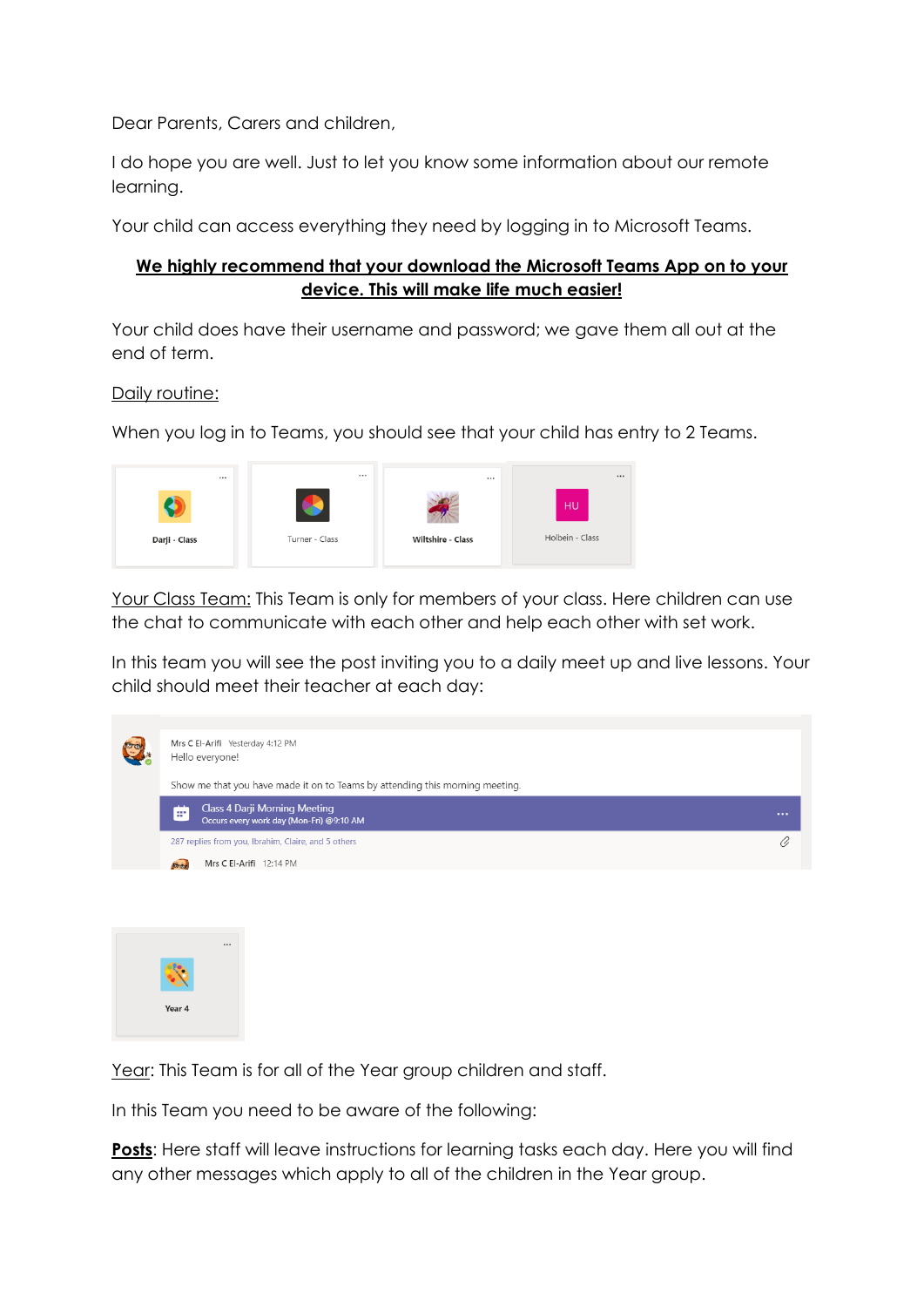Dear Parents, Carers and children,

I do hope you are well. Just to let you know some information about our remote learning.

Your child can access everything they need by logging in to Microsoft Teams.

**<u>We highly recommend that your download the Microsoft Teams App on to your device. This will make life much easier!</u>**

Your child does have their username and password; we gave them all out at the end of term.

<u>Daily routine:</u>

When you log in to Teams, you should see that your child has entry to 2 Teams.

Darji - Class | Turner - Class | Wiltshire - Class | Holbein - Class

<u>Your Class Team:</u> This Team is only for members of your class. Here children can use the chat to communicate with each other and help each other with set work.

In this team you will see the post inviting you to a daily meet up and live lessons. Your child should meet their teacher at each day:

Mrs C El-Arifi Yesterday 4:12 PM
Hello everyone!

Show me that you have made it on to Teams by attending this morning meeting.

Class 4 Darji Morning Meeting
Occurs every work day (Mon-Fri) @9:10 AM

287 replies from you, Ibrahim, Claire, and 5 others

Mrs C El-Arifi 12:14 PM

Year 4

<u>Year</u>: This Team is for all of the Year group children and staff.

In this Team you need to be aware of the following:

**<u>Posts</u>**: Here staff will leave instructions for learning tasks each day. Here you will find any other messages which apply to all of the children in the Year group.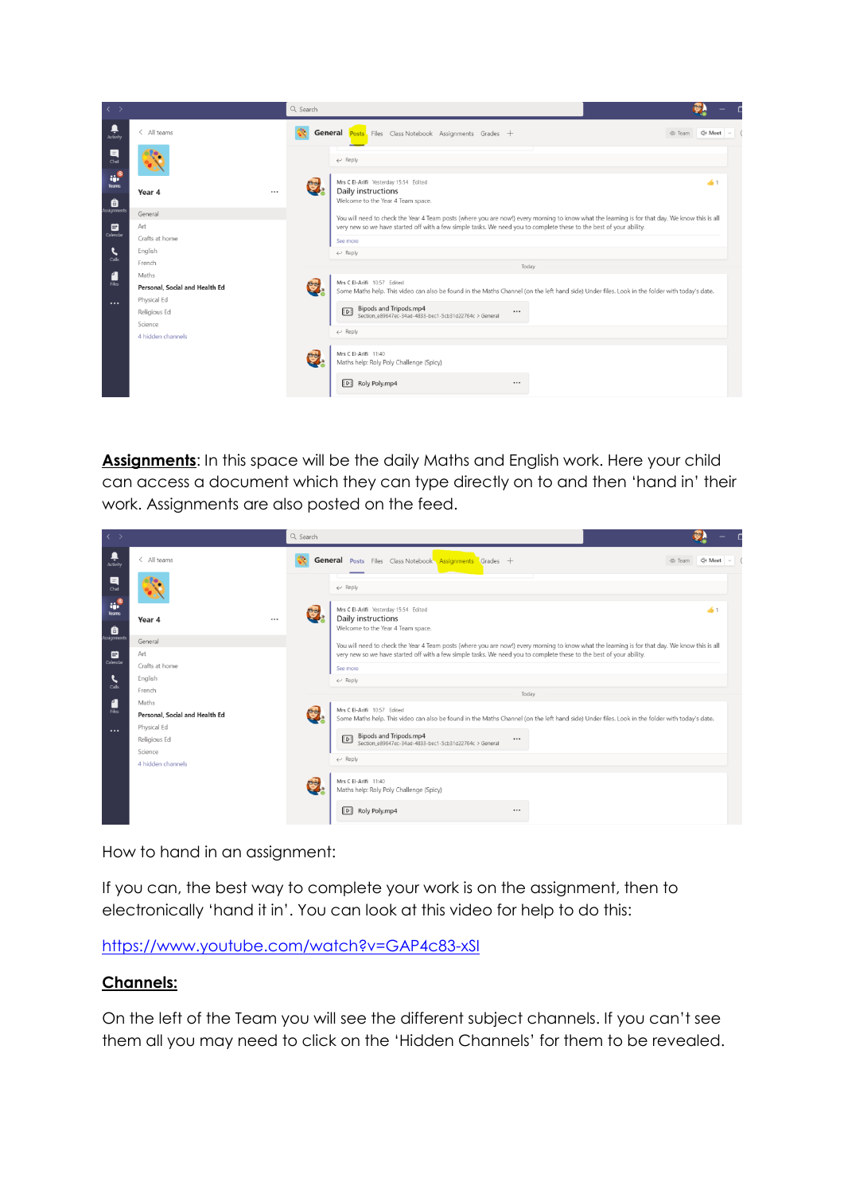**Assignments**: In this space will be the daily Maths and English work. Here your child can access a document which they can type directly on to and then 'hand in' their work. Assignments are also posted on the feed.

How to hand in an assignment:

If you can, the best way to complete your work is on the assignment, then to electronically 'hand it in'. You can look at this video for help to do this:

https://www.youtube.com/watch?v=GAP4c83-xSI

**Channels:**

On the left of the Team you will see the different subject channels. If you can't see them all you may need to click on the 'Hidden Channels' for them to be revealed.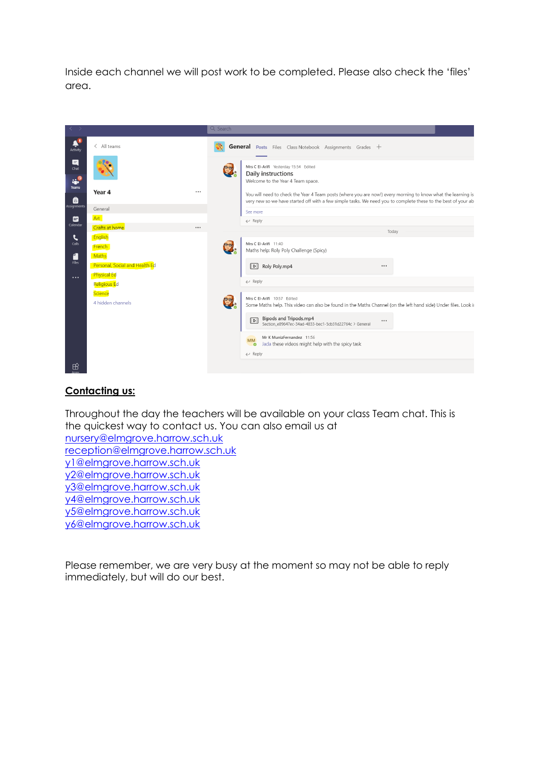Inside each channel we will post work to be completed. Please also check the 'files' area.

## Contacting us:

Throughout the day the teachers will be available on your class Team chat. This is the quickest way to contact us. You can also email us at
nursery@elmgrove.harrow.sch.uk
reception@elmgrove.harrow.sch.uk
y1@elmgrove.harrow.sch.uk
y2@elmgrove.harrow.sch.uk
y3@elmgrove.harrow.sch.uk
y4@elmgrove.harrow.sch.uk
y5@elmgrove.harrow.sch.uk
y6@elmgrove.harrow.sch.uk

Please remember, we are very busy at the moment so may not be able to reply immediately, but will do our best.